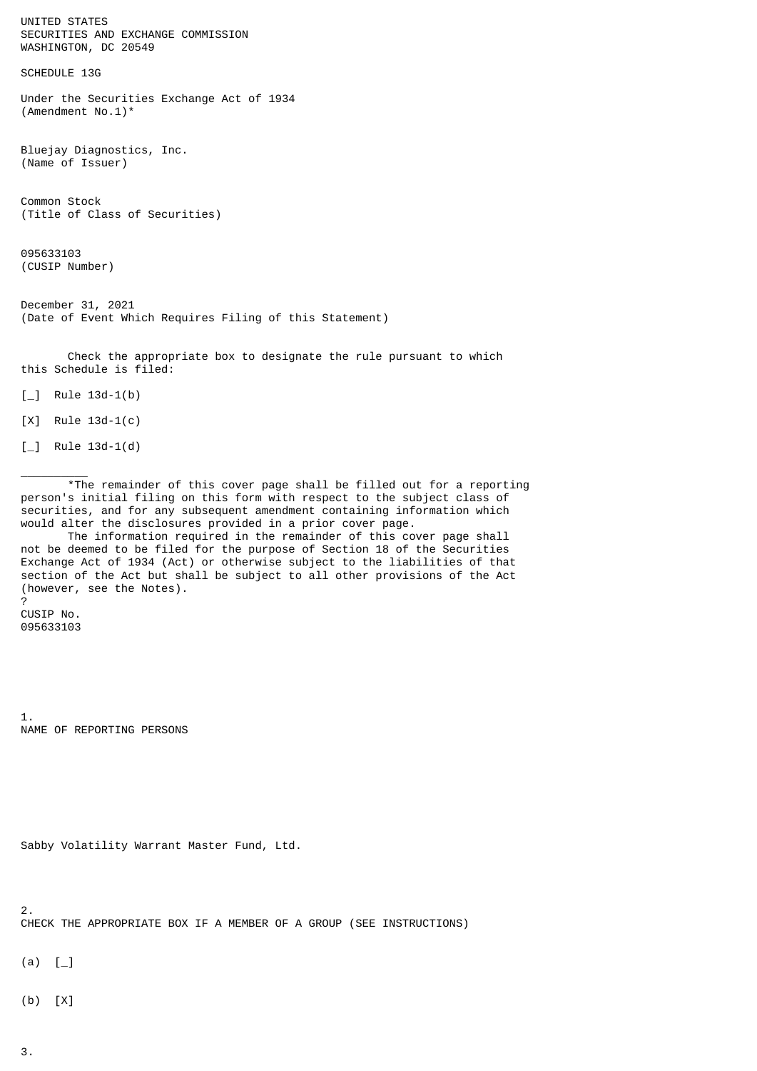UNITED STATES
SECURITIES AND EXCHANGE COMMISSION
WASHINGTON, DC 20549

SCHEDULE 13G

Under the Securities Exchange Act of 1934
(Amendment No.1)*

Bluejay Diagnostics, Inc.
(Name of Issuer)

Common Stock
(Title of Class of Securities)

095633103
(CUSIP Number)

December 31, 2021
(Date of Event Which Requires Filing of this Statement)

Check the appropriate box to designate the rule pursuant to which this Schedule is filed:

[_] Rule 13d-1(b)

[X] Rule 13d-1(c)

[_] Rule 13d-1(d)

__________

*The remainder of this cover page shall be filled out for a reporting person's initial filing on this form with respect to the subject class of securities, and for any subsequent amendment containing information which would alter the disclosures provided in a prior cover page.

The information required in the remainder of this cover page shall not be deemed to be filed for the purpose of Section 18 of the Securities Exchange Act of 1934 (Act) or otherwise subject to the liabilities of that section of the Act but shall be subject to all other provisions of the Act (however, see the Notes).

?

CUSIP No.
095633103

1.
NAME OF REPORTING PERSONS

Sabby Volatility Warrant Master Fund, Ltd.

2.
CHECK THE APPROPRIATE BOX IF A MEMBER OF A GROUP (SEE INSTRUCTIONS)

(a) [_]

(b) [X]

3.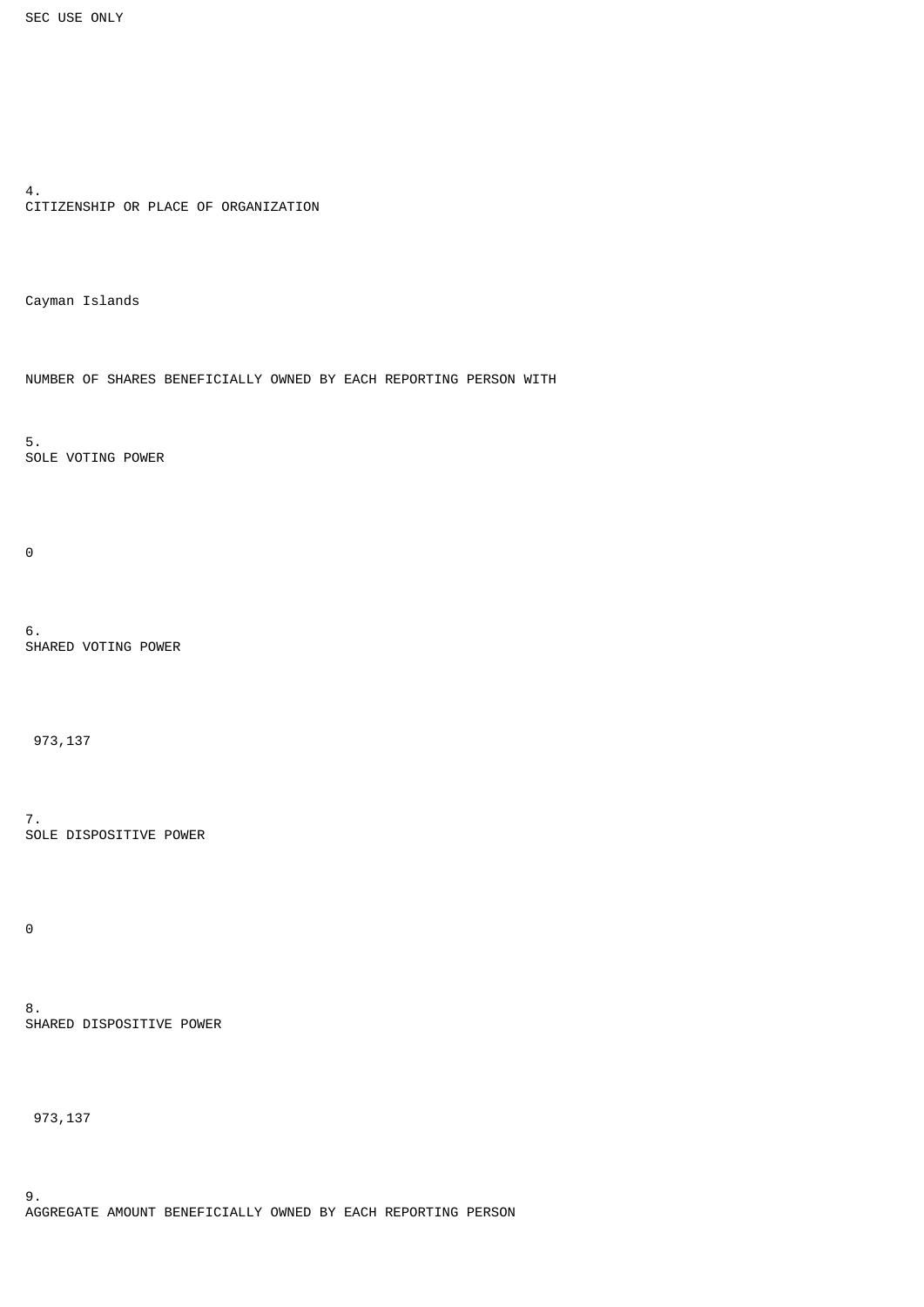SEC USE ONLY

4.
CITIZENSHIP OR PLACE OF ORGANIZATION

Cayman Islands

NUMBER OF SHARES BENEFICIALLY OWNED BY EACH REPORTING PERSON WITH

5.
SOLE VOTING POWER

0

6.
SHARED VOTING POWER

973,137

7.
SOLE DISPOSITIVE POWER

0

8.
SHARED DISPOSITIVE POWER

973,137

9.
AGGREGATE AMOUNT BENEFICIALLY OWNED BY EACH REPORTING PERSON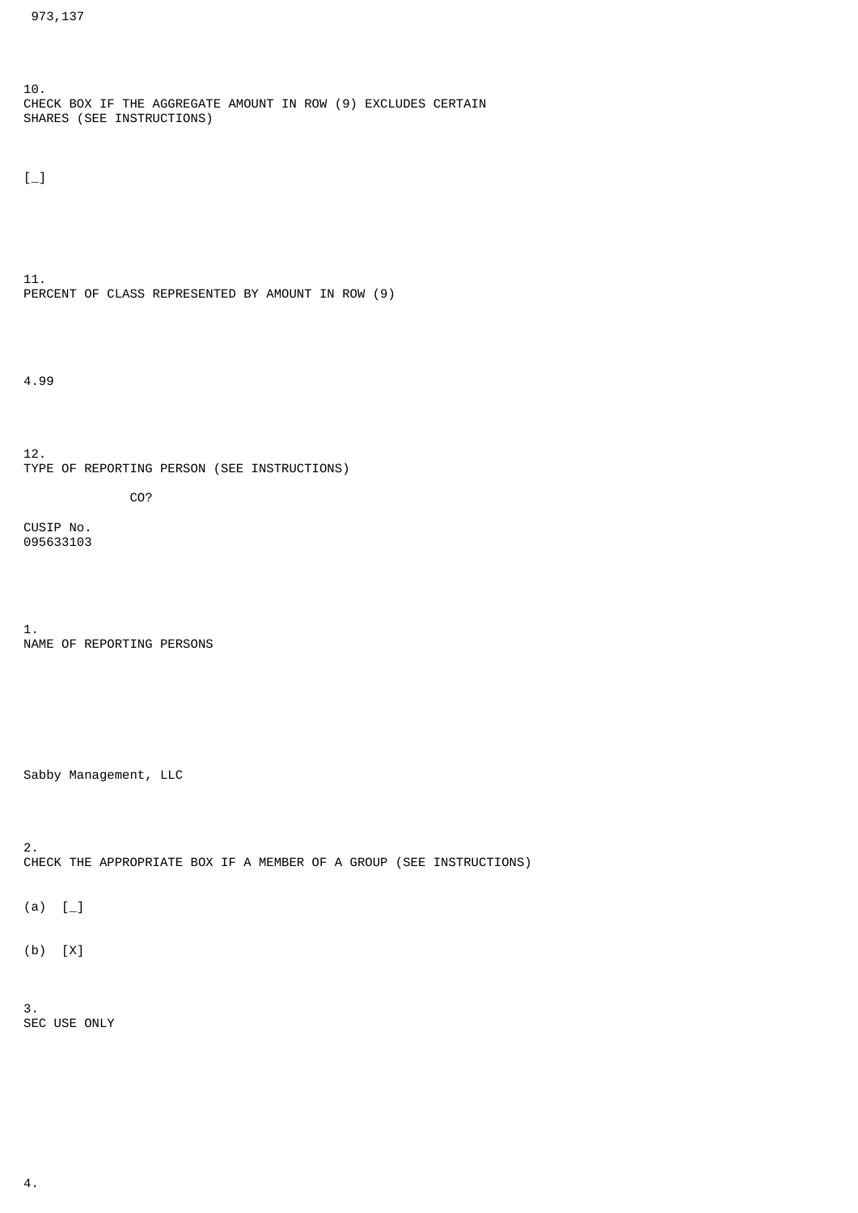973,137

10.
CHECK BOX IF THE AGGREGATE AMOUNT IN ROW (9) EXCLUDES CERTAIN SHARES (SEE INSTRUCTIONS)

[_]

11.
PERCENT OF CLASS REPRESENTED BY AMOUNT IN ROW (9)

4.99

12.
TYPE OF REPORTING PERSON (SEE INSTRUCTIONS)

CO?

CUSIP No.
095633103

1.
NAME OF REPORTING PERSONS

Sabby Management, LLC

2.
CHECK THE APPROPRIATE BOX IF A MEMBER OF A GROUP (SEE INSTRUCTIONS)

(a) [_]

(b) [X]

3.
SEC USE ONLY

4.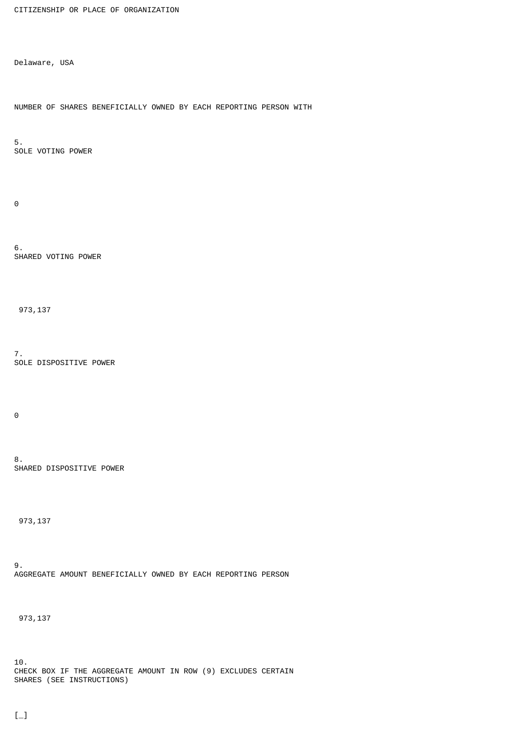CITIZENSHIP OR PLACE OF ORGANIZATION

Delaware, USA

NUMBER OF SHARES BENEFICIALLY OWNED BY EACH REPORTING PERSON WITH

5.
SOLE VOTING POWER

0

6.
SHARED VOTING POWER

973,137

7.
SOLE DISPOSITIVE POWER

0

8.
SHARED DISPOSITIVE POWER

973,137

9.
AGGREGATE AMOUNT BENEFICIALLY OWNED BY EACH REPORTING PERSON

973,137

10.
CHECK BOX IF THE AGGREGATE AMOUNT IN ROW (9) EXCLUDES CERTAIN SHARES (SEE INSTRUCTIONS)

[_]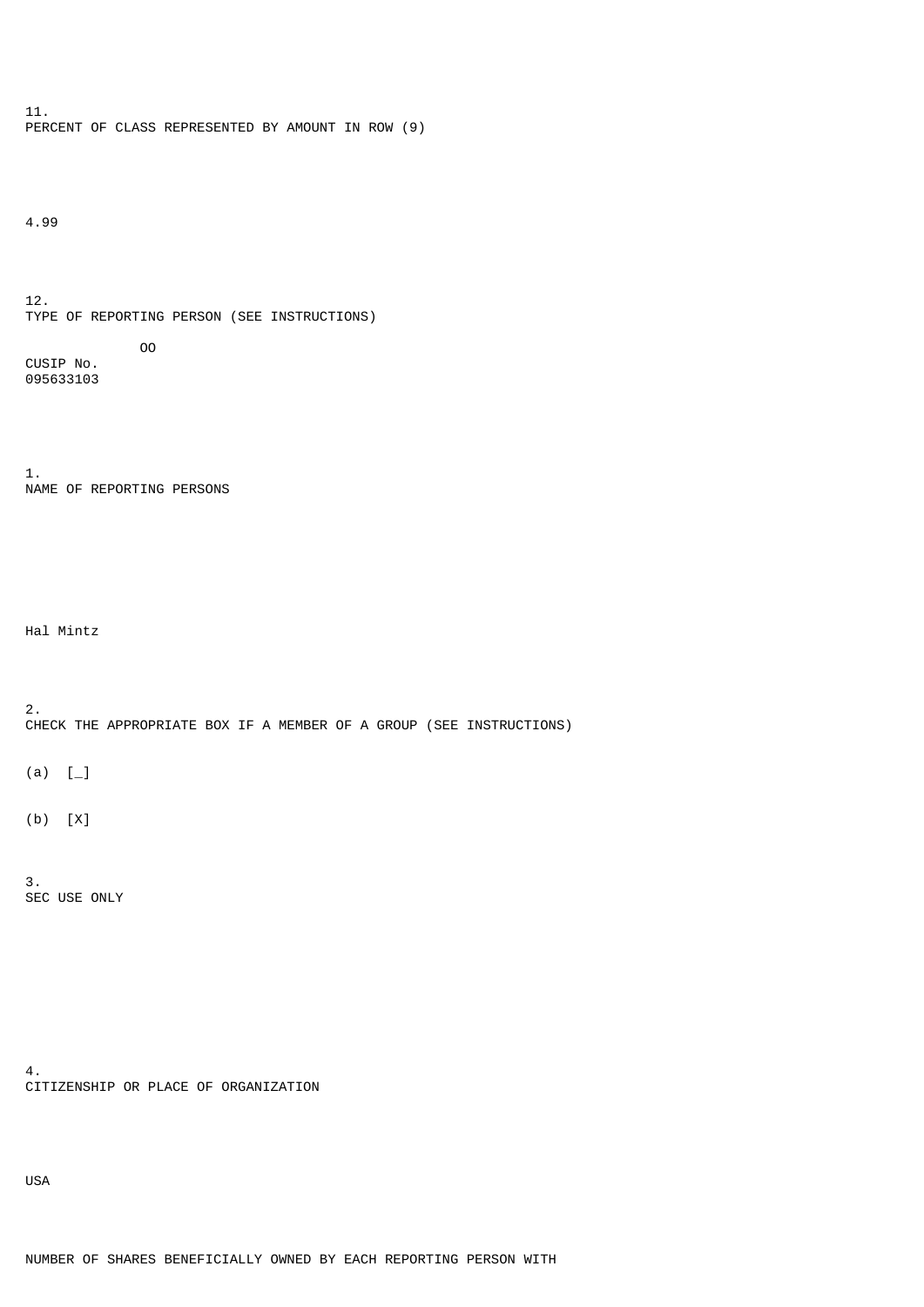11.
PERCENT OF CLASS REPRESENTED BY AMOUNT IN ROW (9)

4.99

12.
TYPE OF REPORTING PERSON (SEE INSTRUCTIONS)

OO

CUSIP No.
095633103

1.
NAME OF REPORTING PERSONS

Hal Mintz

2.
CHECK THE APPROPRIATE BOX IF A MEMBER OF A GROUP (SEE INSTRUCTIONS)

(a) [_]

(b) [X]

3.
SEC USE ONLY

4.
CITIZENSHIP OR PLACE OF ORGANIZATION

USA

NUMBER OF SHARES BENEFICIALLY OWNED BY EACH REPORTING PERSON WITH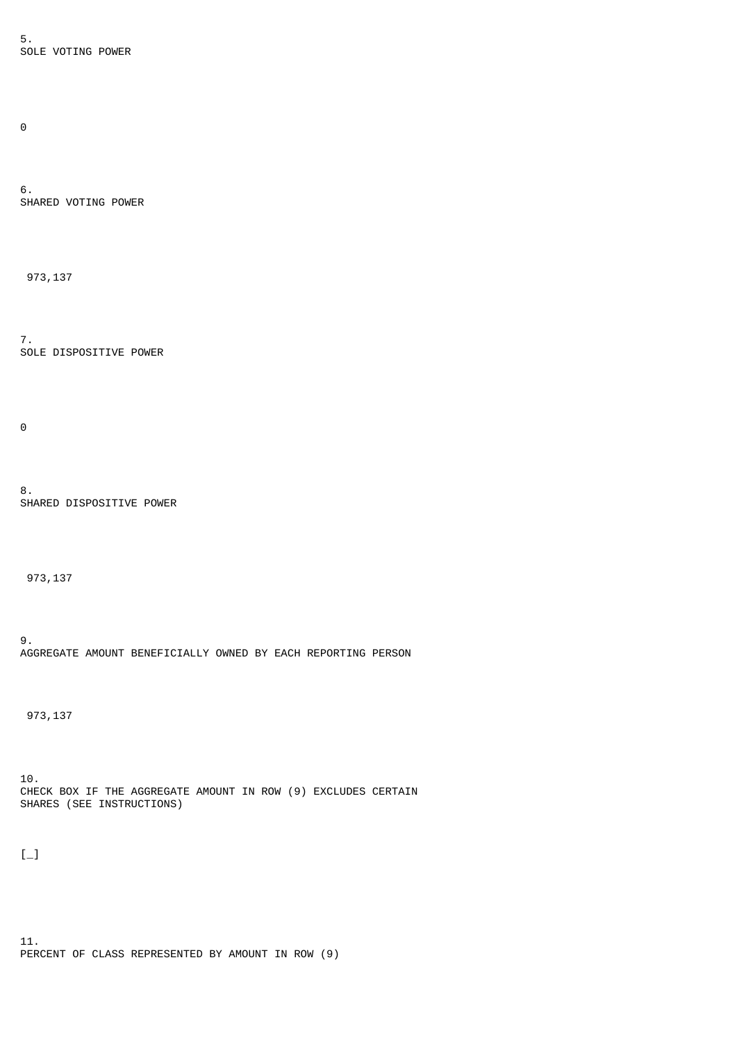5.
SOLE VOTING POWER

0

6.
SHARED VOTING POWER

973,137

7.
SOLE DISPOSITIVE POWER

0

8.
SHARED DISPOSITIVE POWER

973,137

9.
AGGREGATE AMOUNT BENEFICIALLY OWNED BY EACH REPORTING PERSON

973,137

10.
CHECK BOX IF THE AGGREGATE AMOUNT IN ROW (9) EXCLUDES CERTAIN SHARES (SEE INSTRUCTIONS)

[_]

11.
PERCENT OF CLASS REPRESENTED BY AMOUNT IN ROW (9)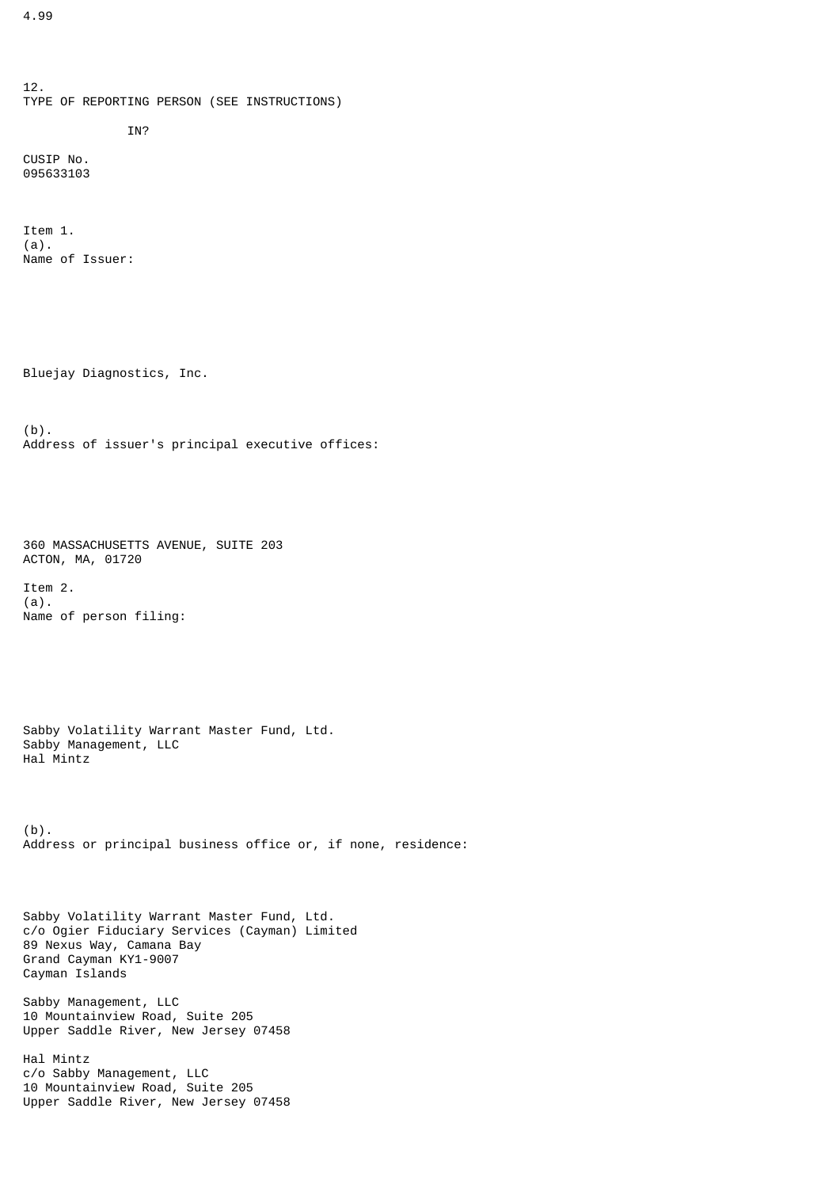4.99

12.
TYPE OF REPORTING PERSON (SEE INSTRUCTIONS)

IN?

CUSIP No.
095633103

Item 1.
(a).
Name of Issuer:

Bluejay Diagnostics, Inc.

(b).
Address of issuer's principal executive offices:

360 MASSACHUSETTS AVENUE, SUITE 203
ACTON, MA, 01720

Item 2.
(a).
Name of person filing:

Sabby Volatility Warrant Master Fund, Ltd.
Sabby Management, LLC
Hal Mintz

(b).
Address or principal business office or, if none, residence:

Sabby Volatility Warrant Master Fund, Ltd.
c/o Ogier Fiduciary Services (Cayman) Limited
89 Nexus Way, Camana Bay
Grand Cayman KY1-9007
Cayman Islands

Sabby Management, LLC
10 Mountainview Road, Suite 205
Upper Saddle River, New Jersey 07458

Hal Mintz
c/o Sabby Management, LLC
10 Mountainview Road, Suite 205
Upper Saddle River, New Jersey 07458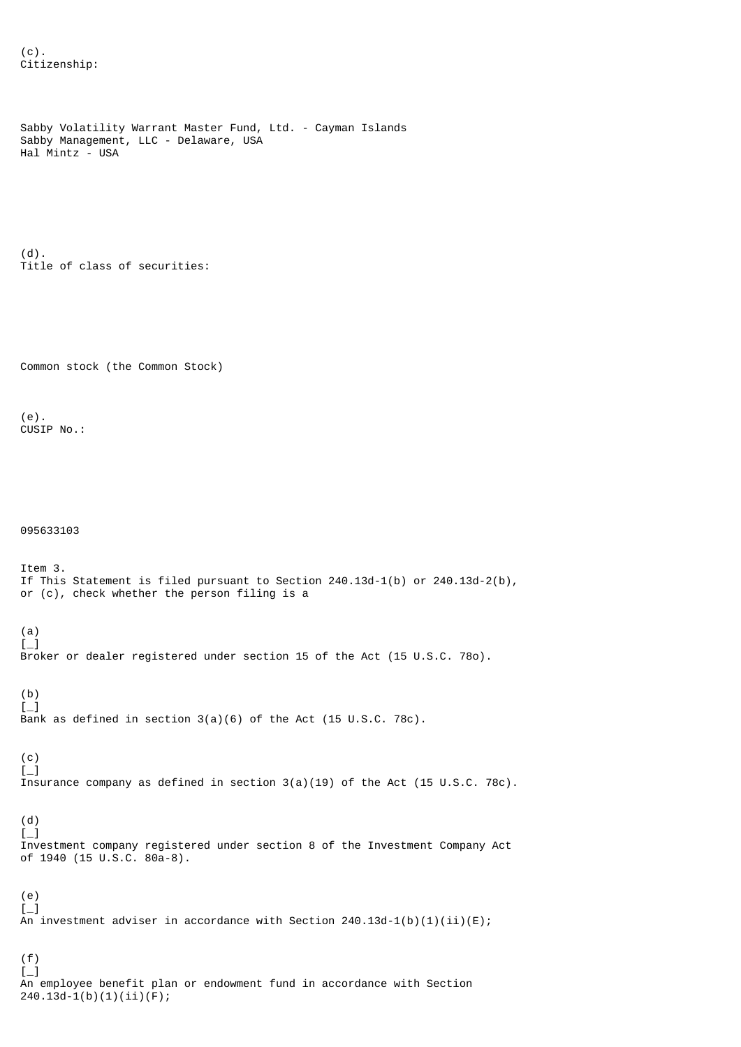(c).
Citizenship:

Sabby Volatility Warrant Master Fund, Ltd. - Cayman Islands
Sabby Management, LLC - Delaware, USA
Hal Mintz - USA

(d).
Title of class of securities:

Common stock (the Common Stock)

(e).
CUSIP No.:

095633103

Item 3.
If This Statement is filed pursuant to Section 240.13d-1(b) or 240.13d-2(b), or (c), check whether the person filing is a

(a)
[_]
Broker or dealer registered under section 15 of the Act (15 U.S.C. 78o).

(b)
[_]
Bank as defined in section 3(a)(6) of the Act (15 U.S.C. 78c).

(c)
[_]
Insurance company as defined in section 3(a)(19) of the Act (15 U.S.C. 78c).

(d)
[_]
Investment company registered under section 8 of the Investment Company Act of 1940 (15 U.S.C. 80a-8).

(e)
[_]
An investment adviser in accordance with Section 240.13d-1(b)(1)(ii)(E);

(f)
[_]
An employee benefit plan or endowment fund in accordance with Section 240.13d-1(b)(1)(ii)(F);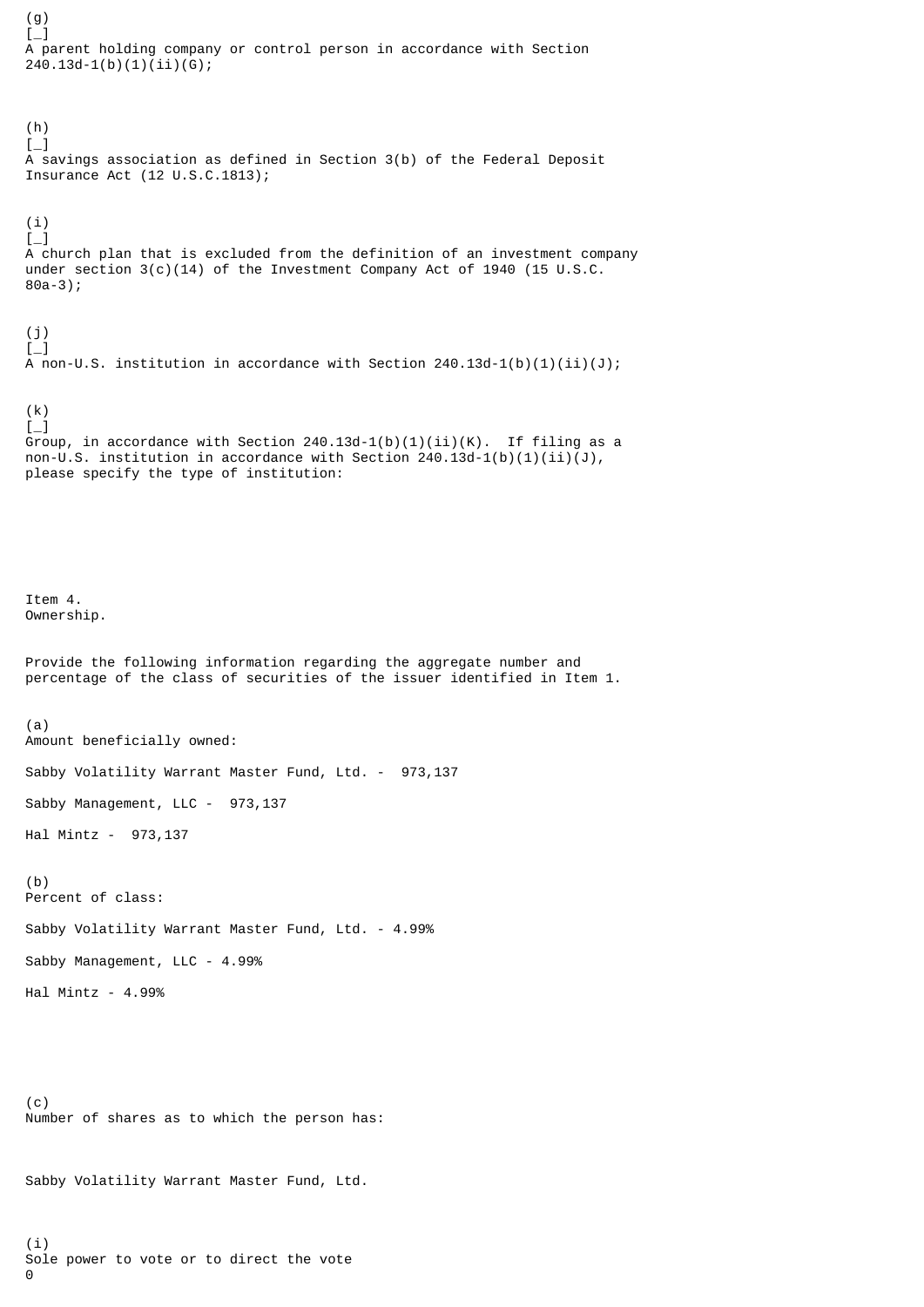(g)
[_]
A parent holding company or control person in accordance with Section 240.13d-1(b)(1)(ii)(G);

(h)
[_]
A savings association as defined in Section 3(b) of the Federal Deposit Insurance Act (12 U.S.C.1813);

(i)
[_]
A church plan that is excluded from the definition of an investment company under section 3(c)(14) of the Investment Company Act of 1940 (15 U.S.C. 80a-3);

(j)
[_]
A non-U.S. institution in accordance with Section 240.13d-1(b)(1)(ii)(J);

(k)
[_]
Group, in accordance with Section 240.13d-1(b)(1)(ii)(K). If filing as a non-U.S. institution in accordance with Section 240.13d-1(b)(1)(ii)(J), please specify the type of institution:

Item 4.
Ownership.

Provide the following information regarding the aggregate number and percentage of the class of securities of the issuer identified in Item 1.

(a)
Amount beneficially owned:

Sabby Volatility Warrant Master Fund, Ltd. - 973,137

Sabby Management, LLC - 973,137

Hal Mintz - 973,137

(b)
Percent of class:

Sabby Volatility Warrant Master Fund, Ltd. - 4.99%

Sabby Management, LLC - 4.99%

Hal Mintz - 4.99%

(c)
Number of shares as to which the person has:

Sabby Volatility Warrant Master Fund, Ltd.

(i)
Sole power to vote or to direct the vote
0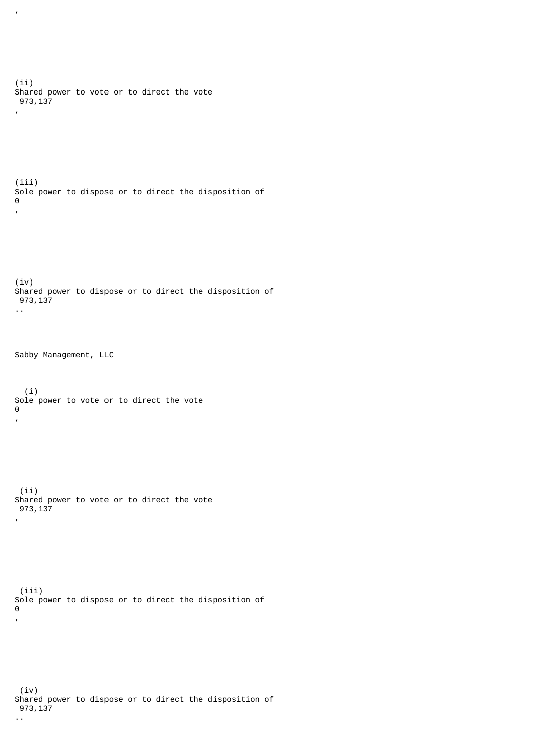,

(ii) Shared power to vote or to direct the vote 973,137,

(iii) Sole power to dispose or to direct the disposition of 0,

(iv) Shared power to dispose or to direct the disposition of 973,137..

Sabby Management, LLC

(i) Sole power to vote or to direct the vote 0,

(ii) Shared power to vote or to direct the vote 973,137,

(iii) Sole power to dispose or to direct the disposition of 0,

(iv) Shared power to dispose or to direct the disposition of 973,137..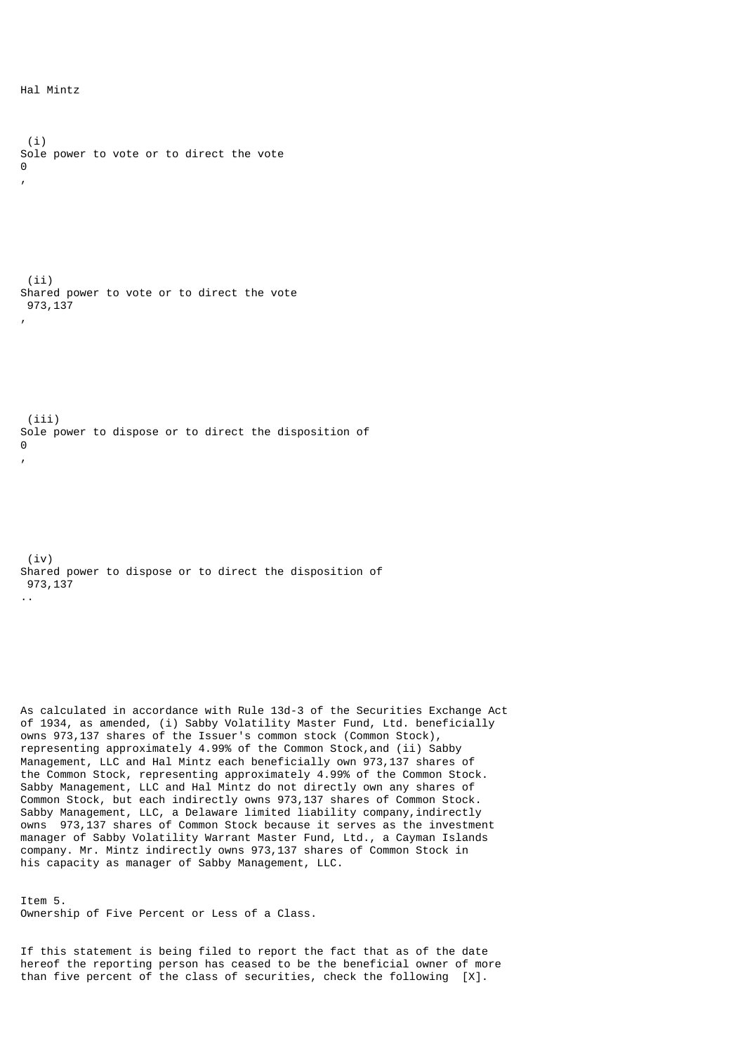Hal Mintz

(i)
Sole power to vote or to direct the vote
0
,

(ii)
Shared power to vote or to direct the vote
973,137
,

(iii)
Sole power to dispose or to direct the disposition of
0
,

(iv)
Shared power to dispose or to direct the disposition of
973,137
..

As calculated in accordance with Rule 13d-3 of the Securities Exchange Act of 1934, as amended, (i) Sabby Volatility Master Fund, Ltd. beneficially owns 973,137 shares of the Issuer's common stock (Common Stock), representing approximately 4.99% of the Common Stock,and (ii) Sabby Management, LLC and Hal Mintz each beneficially own 973,137 shares of the Common Stock, representing approximately 4.99% of the Common Stock. Sabby Management, LLC and Hal Mintz do not directly own any shares of Common Stock, but each indirectly owns 973,137 shares of Common Stock. Sabby Management, LLC, a Delaware limited liability company,indirectly owns 973,137 shares of Common Stock because it serves as the investment manager of Sabby Volatility Warrant Master Fund, Ltd., a Cayman Islands company. Mr. Mintz indirectly owns 973,137 shares of Common Stock in his capacity as manager of Sabby Management, LLC.

Item 5.
Ownership of Five Percent or Less of a Class.

If this statement is being filed to report the fact that as of the date hereof the reporting person has ceased to be the beneficial owner of more than five percent of the class of securities, check the following [X].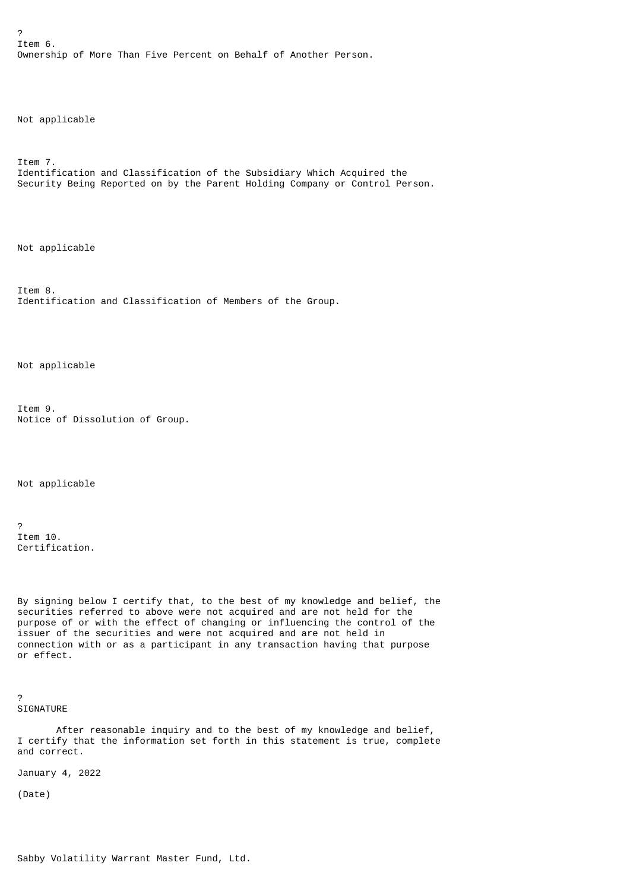?

**Item 6.**
**Ownership of More Than Five Percent on Behalf of Another Person.**

Not applicable

**Item 7.**
**Identification and Classification of the Subsidiary Which Acquired the Security Being Reported on by the Parent Holding Company or Control Person.**

Not applicable

**Item 8.**
**Identification and Classification of Members of the Group.**

Not applicable

**Item 9.**
**Notice of Dissolution of Group.**

Not applicable

?

**Item 10.**
**Certification.**

By signing below I certify that, to the best of my knowledge and belief, the securities referred to above were not acquired and are not held for the purpose of or with the effect of changing or influencing the control of the issuer of the securities and were not acquired and are not held in connection with or as a participant in any transaction having that purpose or effect.

?

**SIGNATURE**

After reasonable inquiry and to the best of my knowledge and belief, I certify that the information set forth in this statement is true, complete and correct.

January 4, 2022

(Date)

Sabby Volatility Warrant Master Fund, Ltd.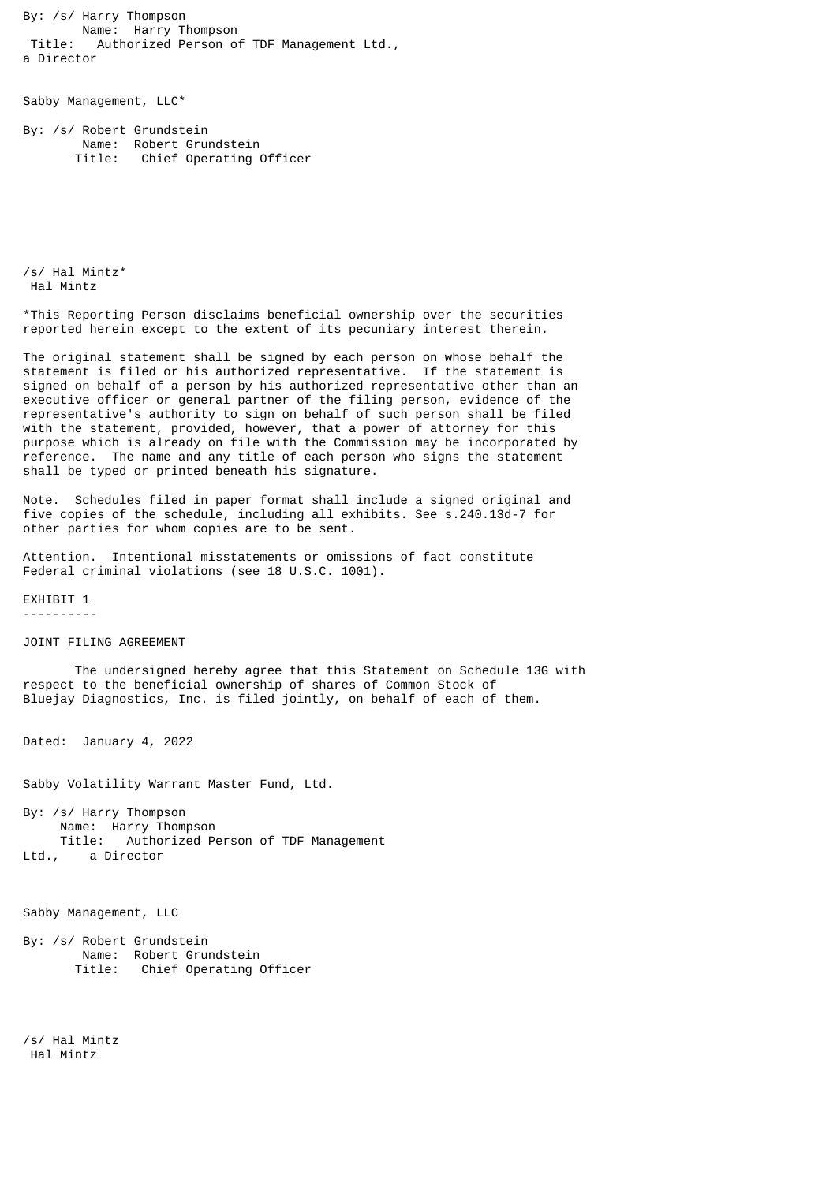By: /s/ Harry Thompson
Name: Harry Thompson
Title: Authorized Person of TDF Management Ltd., a Director

Sabby Management, LLC*

By: /s/ Robert Grundstein
Name: Robert Grundstein
Title: Chief Operating Officer

/s/ Hal Mintz*
Hal Mintz

*This Reporting Person disclaims beneficial ownership over the securities reported herein except to the extent of its pecuniary interest therein.

The original statement shall be signed by each person on whose behalf the statement is filed or his authorized representative. If the statement is signed on behalf of a person by his authorized representative other than an executive officer or general partner of the filing person, evidence of the representative's authority to sign on behalf of such person shall be filed with the statement, provided, however, that a power of attorney for this purpose which is already on file with the Commission may be incorporated by reference. The name and any title of each person who signs the statement shall be typed or printed beneath his signature.

Note. Schedules filed in paper format shall include a signed original and five copies of the schedule, including all exhibits. See s.240.13d-7 for other parties for whom copies are to be sent.

Attention. Intentional misstatements or omissions of fact constitute Federal criminal violations (see 18 U.S.C. 1001).

EXHIBIT 1

JOINT FILING AGREEMENT

The undersigned hereby agree that this Statement on Schedule 13G with respect to the beneficial ownership of shares of Common Stock of Bluejay Diagnostics, Inc. is filed jointly, on behalf of each of them.

Dated: January 4, 2022

Sabby Volatility Warrant Master Fund, Ltd.

By: /s/ Harry Thompson
Name: Harry Thompson
Title: Authorized Person of TDF Management Ltd., a Director

Sabby Management, LLC

By: /s/ Robert Grundstein
Name: Robert Grundstein
Title: Chief Operating Officer

/s/ Hal Mintz
Hal Mintz